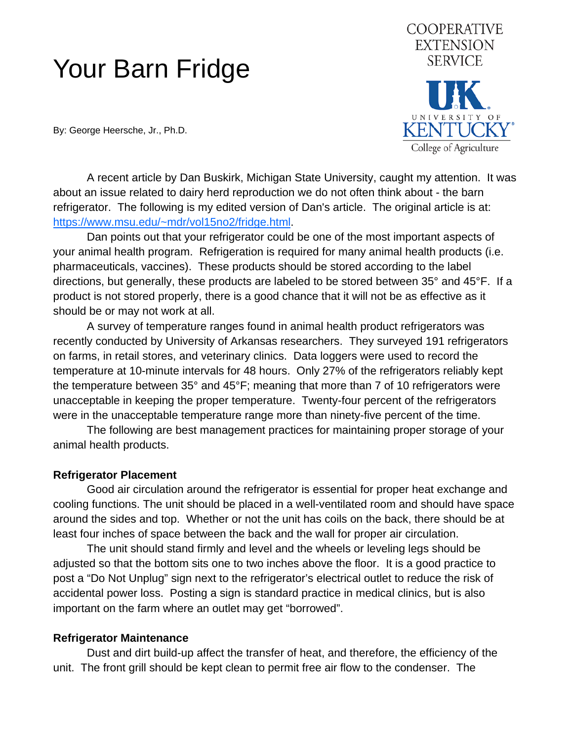# Your Barn Fridge

COOPERATIVE EXTENSION SERVICE

UNIVERSITY OF KENTUCKY College of Agriculture

By: George Heersche, Jr., Ph.D.

A recent article by Dan Buskirk, Michigan State University, caught my attention. It was about an issue related to dairy herd reproduction we do not often think about - the barn refrigerator. The following is my edited version of Dan's article. The original article is at: [https://www.msu.edu/~mdr/vol15no2/fridge.html](https://www.msu.edu/~mdr/vol15no2/fridge.html).

Dan points out that your refrigerator could be one of the most important aspects of your animal health program. Refrigeration is required for many animal health products (i.e. pharmaceuticals, vaccines). These products should be stored according to the label directions, but generally, these products are labeled to be stored between 35° and 45°F. If a product is not stored properly, there is a good chance that it will not be as effective as it should be or may not work at all.

A survey of temperature ranges found in animal health product refrigerators was recently conducted by University of Arkansas researchers. They surveyed 191 refrigerators on farms, in retail stores, and veterinary clinics. Data loggers were used to record the temperature at 10-minute intervals for 48 hours. Only 27% of the refrigerators reliably kept the temperature between 35° and 45°F; meaning that more than 7 of 10 refrigerators were unacceptable in keeping the proper temperature. Twenty-four percent of the refrigerators were in the unacceptable temperature range more than ninety-five percent of the time.

The following are best management practices for maintaining proper storage of your animal health products.

**Refrigerator Placement**

Good air circulation around the refrigerator is essential for proper heat exchange and cooling functions. The unit should be placed in a well-ventilated room and should have space around the sides and top. Whether or not the unit has coils on the back, there should be at least four inches of space between the back and the wall for proper air circulation.

The unit should stand firmly and level and the wheels or leveling legs should be adjusted so that the bottom sits one to two inches above the floor. It is a good practice to post a "Do Not Unplug" sign next to the refrigerator's electrical outlet to reduce the risk of accidental power loss. Posting a sign is standard practice in medical clinics, but is also important on the farm where an outlet may get "borrowed".

**Refrigerator Maintenance**

Dust and dirt build-up affect the transfer of heat, and therefore, the efficiency of the unit. The front grill should be kept clean to permit free air flow to the condenser. The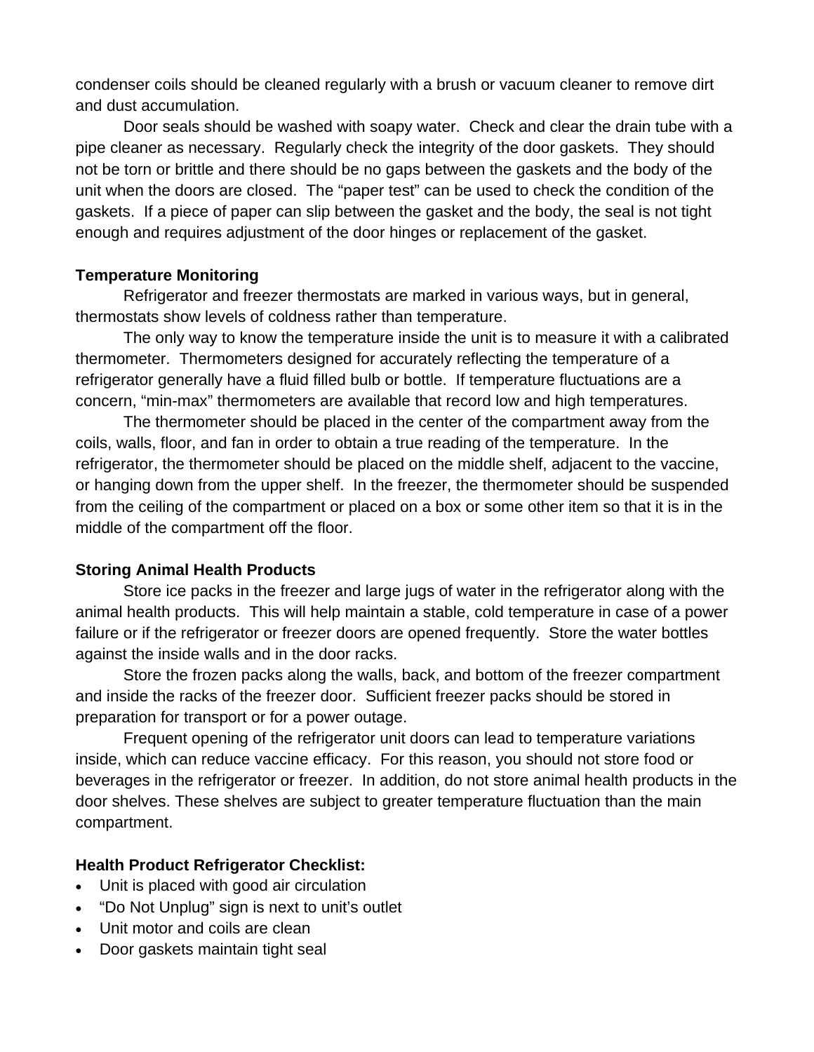condenser coils should be cleaned regularly with a brush or vacuum cleaner to remove dirt and dust accumulation.

Door seals should be washed with soapy water. Check and clear the drain tube with a pipe cleaner as necessary. Regularly check the integrity of the door gaskets. They should not be torn or brittle and there should be no gaps between the gaskets and the body of the unit when the doors are closed. The "paper test" can be used to check the condition of the gaskets. If a piece of paper can slip between the gasket and the body, the seal is not tight enough and requires adjustment of the door hinges or replacement of the gasket.

**Temperature Monitoring**

Refrigerator and freezer thermostats are marked in various ways, but in general, thermostats show levels of coldness rather than temperature.

The only way to know the temperature inside the unit is to measure it with a calibrated thermometer. Thermometers designed for accurately reflecting the temperature of a refrigerator generally have a fluid filled bulb or bottle. If temperature fluctuations are a concern, "min-max" thermometers are available that record low and high temperatures.

The thermometer should be placed in the center of the compartment away from the coils, walls, floor, and fan in order to obtain a true reading of the temperature. In the refrigerator, the thermometer should be placed on the middle shelf, adjacent to the vaccine, or hanging down from the upper shelf. In the freezer, the thermometer should be suspended from the ceiling of the compartment or placed on a box or some other item so that it is in the middle of the compartment off the floor.

**Storing Animal Health Products**

Store ice packs in the freezer and large jugs of water in the refrigerator along with the animal health products. This will help maintain a stable, cold temperature in case of a power failure or if the refrigerator or freezer doors are opened frequently. Store the water bottles against the inside walls and in the door racks.

Store the frozen packs along the walls, back, and bottom of the freezer compartment and inside the racks of the freezer door. Sufficient freezer packs should be stored in preparation for transport or for a power outage.

Frequent opening of the refrigerator unit doors can lead to temperature variations inside, which can reduce vaccine efficacy. For this reason, you should not store food or beverages in the refrigerator or freezer. In addition, do not store animal health products in the door shelves. These shelves are subject to greater temperature fluctuation than the main compartment.

**Health Product Refrigerator Checklist:**

- Unit is placed with good air circulation
- "Do Not Unplug" sign is next to unit's outlet
- Unit motor and coils are clean
- Door gaskets maintain tight seal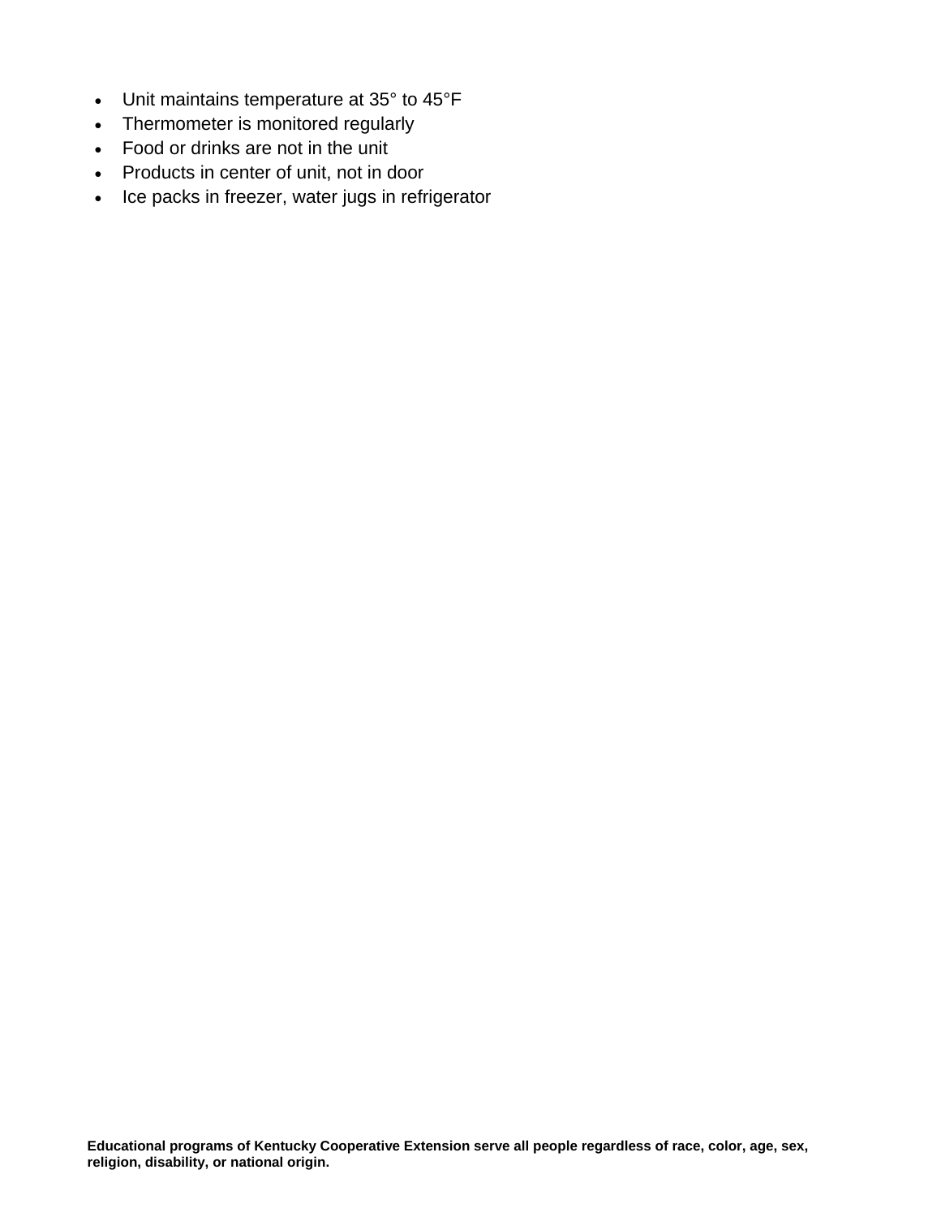- Unit maintains temperature at 35° to 45°F
- Thermometer is monitored regularly
- Food or drinks are not in the unit
- Products in center of unit, not in door
- Ice packs in freezer, water jugs in refrigerator

**Educational programs of Kentucky Cooperative Extension serve all people regardless of race, color, age, sex, religion, disability, or national origin.**